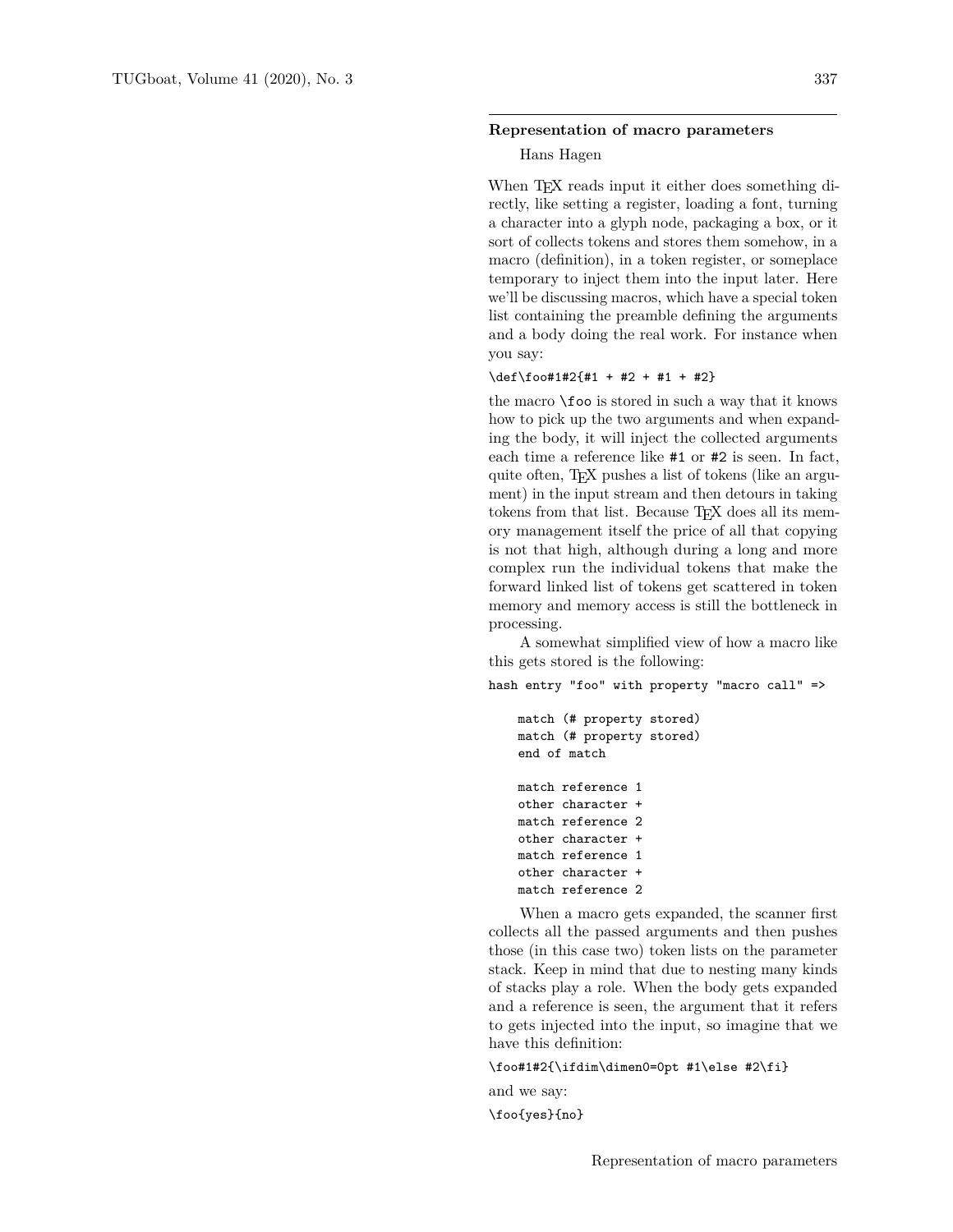## Representation of macro parameters

Hans Hagen

When TEX reads input it either does something directly, like setting a register, loading a font, turning a character into a glyph node, packaging a box, or it sort of collects tokens and stores them somehow, in a macro (definition), in a token register, or someplace temporary to inject them into the input later. Here we'll be discussing macros, which have a special token list containing the preamble defining the arguments and a body doing the real work. For instance when you say:

```
\def\foo#1#2{#1 + #2 + #1 + #2}
```

the macro `\foo` is stored in such a way that it knows how to pick up the two arguments and when expanding the body, it will inject the collected arguments each time a reference like `#1` or `#2` is seen. In fact, quite often, TEX pushes a list of tokens (like an argument) in the input stream and then detours in taking tokens from that list. Because TEX does all its memory management itself the price of all that copying is not that high, although during a long and more complex run the individual tokens that make the forward linked list of tokens get scattered in token memory and memory access is still the bottleneck in processing.

A somewhat simplified view of how a macro like this gets stored is the following:

```
hash entry "foo" with property "macro call" =>

    match (# property stored)
    match (# property stored)
    end of match

    match reference 1
    other character +
    match reference 2
    other character +
    match reference 1
    other character +
    match reference 2
```

When a macro gets expanded, the scanner first collects all the passed arguments and then pushes those (in this case two) token lists on the parameter stack. Keep in mind that due to nesting many kinds of stacks play a role. When the body gets expanded and a reference is seen, the argument that it refers to gets injected into the input, so imagine that we have this definition:

```
\foo#1#2{\ifdim\dimen0=0pt #1\else #2\fi}
```

and we say:

```
\foo{yes}{no}
```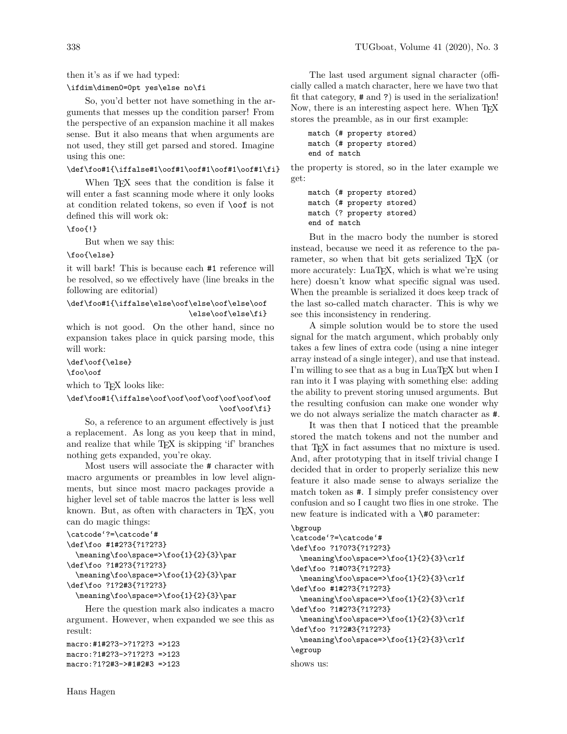then it's as if we had typed:

```
\ifdim\dimen0=0pt yes\else no\fi
```

So, you'd better not have something in the arguments that messes up the condition parser! From the perspective of an expansion machine it all makes sense. But it also means that when arguments are not used, they still get parsed and stored. Imagine using this one:

```
\def\foo#1{\iffalse#1\oof#1\oof#1\oof#1\oof#1\fi}
```

When TEX sees that the condition is false it will enter a fast scanning mode where it only looks at condition related tokens, so even if `\oof` is not defined this will work ok:

```
\foo{!}
```

But when we say this:

```
\foo{\else}
```

it will bark! This is because each `#1` reference will be resolved, so we effectively have (line breaks in the following are editorial)

```
\def\foo#1{\iffalse\else\oof\else\oof\else\oof
                          \else\oof\else\fi}
```

which is not good. On the other hand, since no expansion takes place in quick parsing mode, this will work:

```
\def\oof{\else}
\foo\oof
```

which to TEX looks like:

```
\def\foo#1{\iffalse\oof\oof\oof\oof\oof\oof\oof
                                    \oof\oof\fi}
```

So, a reference to an argument effectively is just a replacement. As long as you keep that in mind, and realize that while TEX is skipping 'if' branches nothing gets expanded, you're okay.

Most users will associate the # character with macro arguments or preambles in low level alignments, but since most macro packages provide a higher level set of table macros the latter is less well known. But, as often with characters in TEX, you can do magic things:

```
\catcode`?=\catcode`#
\def\foo #1#2?3{?1?2?3}
  \meaning\foo\space=>\foo{1}{2}{3}\par
\def\foo ?1#2?3{?1?2?3}
  \meaning\foo\space=>\foo{1}{2}{3}\par
\def\foo ?1?2#3{?1?2?3}
  \meaning\foo\space=>\foo{1}{2}{3}\par
```

Here the question mark also indicates a macro argument. However, when expanded we see this as result:

```
macro:#1#2?3->?1?2?3 =>123
macro:?1#2?3->?1?2?3 =>123
macro:?1?2#3->#1#2#3 =>123
```

The last used argument signal character (officially called a match character, here we have two that fit that category, # and ?) is used in the serialization! Now, there is an interesting aspect here. When TEX stores the preamble, as in our first example:

```
match (# property stored)
match (# property stored)
end of match
```

the property is stored, so in the later example we get:

```
match (# property stored)
match (# property stored)
match (? property stored)
end of match
```

But in the macro body the number is stored instead, because we need it as reference to the parameter, so when that bit gets serialized TEX (or more accurately: LuaTEX, which is what we're using here) doesn't know what specific signal was used. When the preamble is serialized it does keep track of the last so-called match character. This is why we see this inconsistency in rendering.

A simple solution would be to store the used signal for the match argument, which probably only takes a few lines of extra code (using a nine integer array instead of a single integer), and use that instead. I'm willing to see that as a bug in LuaTEX but when I ran into it I was playing with something else: adding the ability to prevent storing unused arguments. But the resulting confusion can make one wonder why we do not always serialize the match character as #.

It was then that I noticed that the preamble stored the match tokens and not the number and that TEX in fact assumes that no mixture is used. And, after prototyping that in itself trivial change I decided that in order to properly serialize this new feature it also made sense to always serialize the match token as #. I simply prefer consistency over confusion and so I caught two flies in one stroke. The new feature is indicated with a `\#0` parameter:

```
\bgroup
\catcode`?=\catcode`#
\def\foo ?1?0?3{?1?2?3}
  \meaning\foo\space=>\foo{1}{2}{3}\crlf
\def\foo ?1#0?3{?1?2?3}
  \meaning\foo\space=>\foo{1}{2}{3}\crlf
\def\foo #1#2?3{?1?2?3}
  \meaning\foo\space=>\foo{1}{2}{3}\crlf
\def\foo ?1#2?3{?1?2?3}
  \meaning\foo\space=>\foo{1}{2}{3}\crlf
\def\foo ?1?2#3{?1?2?3}
  \meaning\foo\space=>\foo{1}{2}{3}\crlf
\egroup
```

shows us: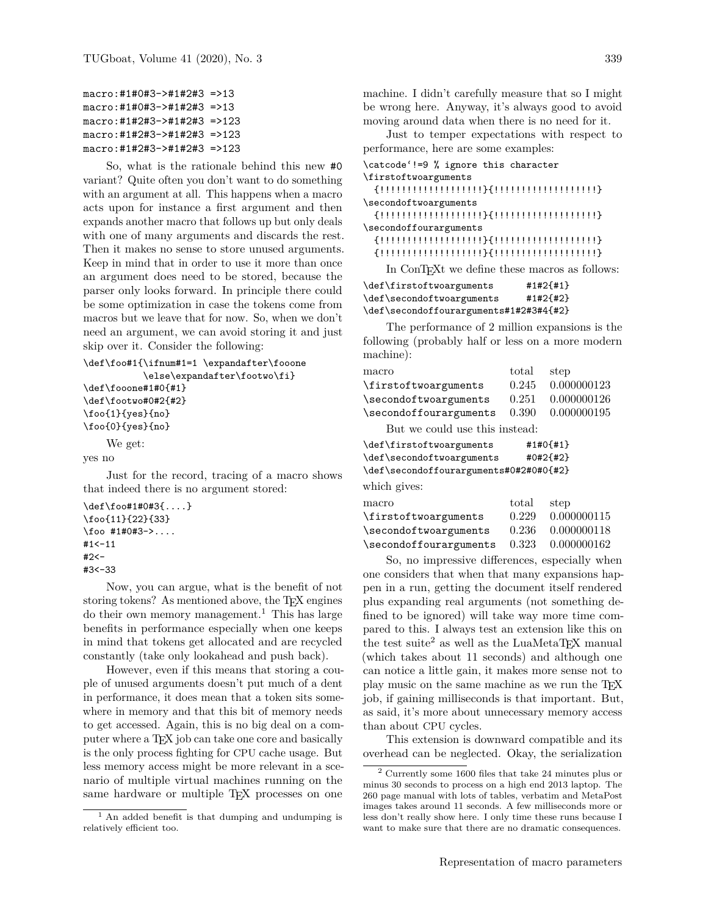```
macro:#1#0#3->#1#2#3 =>13
macro:#1#0#3->#1#2#3 =>13
macro:#1#2#3->#1#2#3 =>123
macro:#1#2#3->#1#2#3 =>123
macro:#1#2#3->#1#2#3 =>123
```

So, what is the rationale behind this new #0 variant? Quite often you don't want to do something with an argument at all. This happens when a macro acts upon for instance a first argument and then expands another macro that follows up but only deals with one of many arguments and discards the rest. Then it makes no sense to store unused arguments. Keep in mind that in order to use it more than once an argument does need to be stored, because the parser only looks forward. In principle there could be some optimization in case the tokens come from macros but we leave that for now. So, when we don't need an argument, we can avoid storing it and just skip over it. Consider the following:

```
\def\foo#1{\ifnum#1=1 \expandafter\fooone
          \else\expandafter\footwo\fi}
\def\fooone#1#0{#1}
\def\footwo#0#2{#2}
\foo{1}{yes}{no}
\foo{0}{yes}{no}
```

We get:

yes no

Just for the record, tracing of a macro shows that indeed there is no argument stored:

```
\def\foo#1#0#3{....}
\foo{11}{22}{33}
\foo #1#0#3->....
#1<-11
#2<-
#3<-33
```

Now, you can argue, what is the benefit of not storing tokens? As mentioned above, the TeX engines do their own memory management.[1] This has large benefits in performance especially when one keeps in mind that tokens get allocated and are recycled constantly (take only lookahead and push back).

However, even if this means that storing a couple of unused arguments doesn't put much of a dent in performance, it does mean that a token sits somewhere in memory and that this bit of memory needs to get accessed. Again, this is no big deal on a computer where a TeX job can take one core and basically is the only process fighting for CPU cache usage. But less memory access might be more relevant in a scenario of multiple virtual machines running on the same hardware or multiple TeX processes on one machine. I didn't carefully measure that so I might be wrong here. Anyway, it's always good to avoid moving around data when there is no need for it.

Just to temper expectations with respect to performance, here are some examples:

```
\catcode`!=9 % ignore this character
\firstoftwoarguments
  {!!!!!!!!!!!!!!!!!!!}{!!!!!!!!!!!!!!!!!!!}
\secondoftwoarguments
  {!!!!!!!!!!!!!!!!!!!}{!!!!!!!!!!!!!!!!!!!}
\secondoffourarguments
  {!!!!!!!!!!!!!!!!!!!}{!!!!!!!!!!!!!!!!!!!}
  {!!!!!!!!!!!!!!!!!!!}{!!!!!!!!!!!!!!!!!!!}
```

In ConTeXt we define these macros as follows:

```
\def\firstoftwoarguments       #1#2{#1}
\def\secondoftwoarguments      #1#2{#2}
\def\secondoffourarguments#1#2#3#4{#2}
```

The performance of 2 million expansions is the following (probably half or less on a more modern machine):

| macro | total | step |
|---|---|---|
| \firstoftwoarguments | 0.245 | 0.000000123 |
| \secondoftwoarguments | 0.251 | 0.000000126 |
| \secondoffourarguments | 0.390 | 0.000000195 |

But we could use this instead:

```
\def\firstoftwoarguments       #1#0{#1}
\def\secondoftwoarguments      #0#2{#2}
\def\secondoffourarguments#0#2#0#0{#2}
```

which gives:

| macro | total | step |
|---|---|---|
| \firstoftwoarguments | 0.229 | 0.000000115 |
| \secondoftwoarguments | 0.236 | 0.000000118 |
| \secondoffourarguments | 0.323 | 0.000000162 |

So, no impressive differences, especially when one considers that when that many expansions happen in a run, getting the document itself rendered plus expanding real arguments (not something defined to be ignored) will take way more time compared to this. I always test an extension like this on the test suite[2] as well as the LuaMetaTeX manual (which takes about 11 seconds) and although one can notice a little gain, it makes more sense not to play music on the same machine as we run the TeX job, if gaining milliseconds is that important. But, as said, it's more about unnecessary memory access than about CPU cycles.

This extension is downward compatible and its overhead can be neglected. Okay, the serialization

[1] An added benefit is that dumping and undumping is relatively efficient too.

[2] Currently some 1600 files that take 24 minutes plus or minus 30 seconds to process on a high end 2013 laptop. The 260 page manual with lots of tables, verbatim and MetaPost images takes around 11 seconds. A few milliseconds more or less don't really show here. I only time these runs because I want to make sure that there are no dramatic consequences.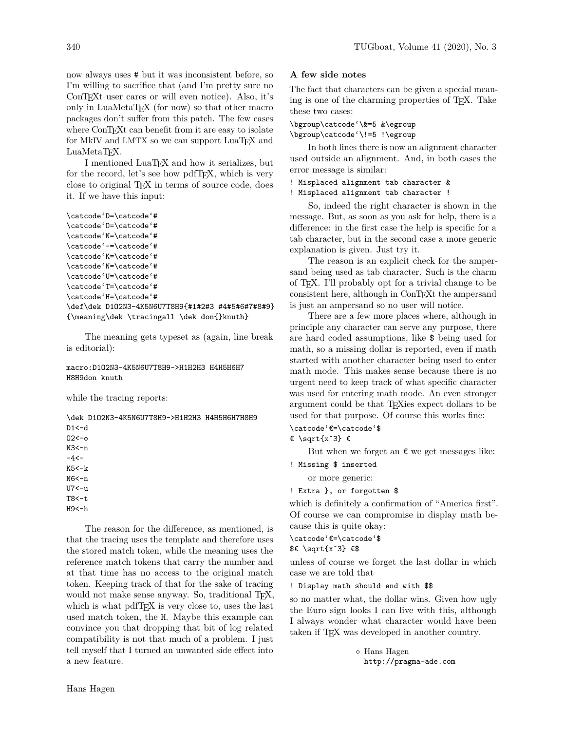now always uses # but it was inconsistent before, so I'm willing to sacrifice that (and I'm pretty sure no ConTEXt user cares or will even notice). Also, it's only in LuaMetaTEX (for now) so that other macro packages don't suffer from this patch. The few cases where ConTEXt can benefit from it are easy to isolate for MkIV and LMTX so we can support LuaTEX and LuaMetaTEX.

I mentioned LuaTEX and how it serializes, but for the record, let's see how pdfTEX, which is very close to original TEX in terms of source code, does it. If we have this input:

```
\catcode`D=\catcode`#
\catcode`O=\catcode`#
\catcode`N=\catcode`#
\catcode`-=\catcode`#
\catcode`K=\catcode`#
\catcode`N=\catcode`#
\catcode`U=\catcode`#
\catcode`T=\catcode`#
\catcode`H=\catcode`#
\def\dek D1O2N3-4K5N6U7T8H9{#1#2#3 #4#5#6#7#8#9}
{\meaning\dek \tracingall \dek don{}knuth}
```

The meaning gets typeset as (again, line break is editorial):

```
macro:D1O2N3-4K5N6U7T8H9->H1H2H3 H4H5H6H7
H8H9don knuth
```

while the tracing reports:

```
\dek D1O2N3-4K5N6U7T8H9->H1H2H3 H4H5H6H7H8H9
D1<-d
O2<-o
N3<-n
-4<-
K5<-k
N6<-n
U7<-u
T8<-t
H9<-h
```

The reason for the difference, as mentioned, is that the tracing uses the template and therefore uses the stored match token, while the meaning uses the reference match tokens that carry the number and at that time has no access to the original match token. Keeping track of that for the sake of tracing would not make sense anyway. So, traditional TEX, which is what pdfTEX is very close to, uses the last used match token, the H. Maybe this example can convince you that dropping that bit of log related compatibility is not that much of a problem. I just tell myself that I turned an unwanted side effect into a new feature.

### A few side notes

The fact that characters can be given a special meaning is one of the charming properties of TEX. Take these two cases:

```
\bgroup\catcode`\&=5 &\egroup
\bgroup\catcode`\!=5 !\egroup
```

In both lines there is now an alignment character used outside an alignment. And, in both cases the error message is similar:

```
! Misplaced alignment tab character &
! Misplaced alignment tab character !
```

So, indeed the right character is shown in the message. But, as soon as you ask for help, there is a difference: in the first case the help is specific for a tab character, but in the second case a more generic explanation is given. Just try it.

The reason is an explicit check for the ampersand being used as tab character. Such is the charm of TEX. I'll probably opt for a trivial change to be consistent here, although in ConTEXt the ampersand is just an ampersand so no user will notice.

There are a few more places where, although in principle any character can serve any purpose, there are hard coded assumptions, like $ being used for math, so a missing dollar is reported, even if math started with another character being used to enter math mode. This makes sense because there is no urgent need to keep track of what specific character was used for entering math mode. An even stronger argument could be that TEXies expect dollars to be used for that purpose. Of course this works fine:

```
\catcode`€=\catcode`$
€ \sqrt{x^3} €
```

But when we forget an € we get messages like:

```
! Missing $ inserted
```

or more generic:

```
! Extra }, or forgotten $
```

which is definitely a confirmation of "America first". Of course we can compromise in display math because this is quite okay:

```
\catcode`€=\catcode`$
$€ \sqrt{x^3} €$
```

unless of course we forget the last dollar in which case we are told that

```
! Display math should end with $$
```

so no matter what, the dollar wins. Given how ugly the Euro sign looks I can live with this, although I always wonder what character would have been taken if TEX was developed in another country.

◇ Hans Hagen
http://pragma-ade.com